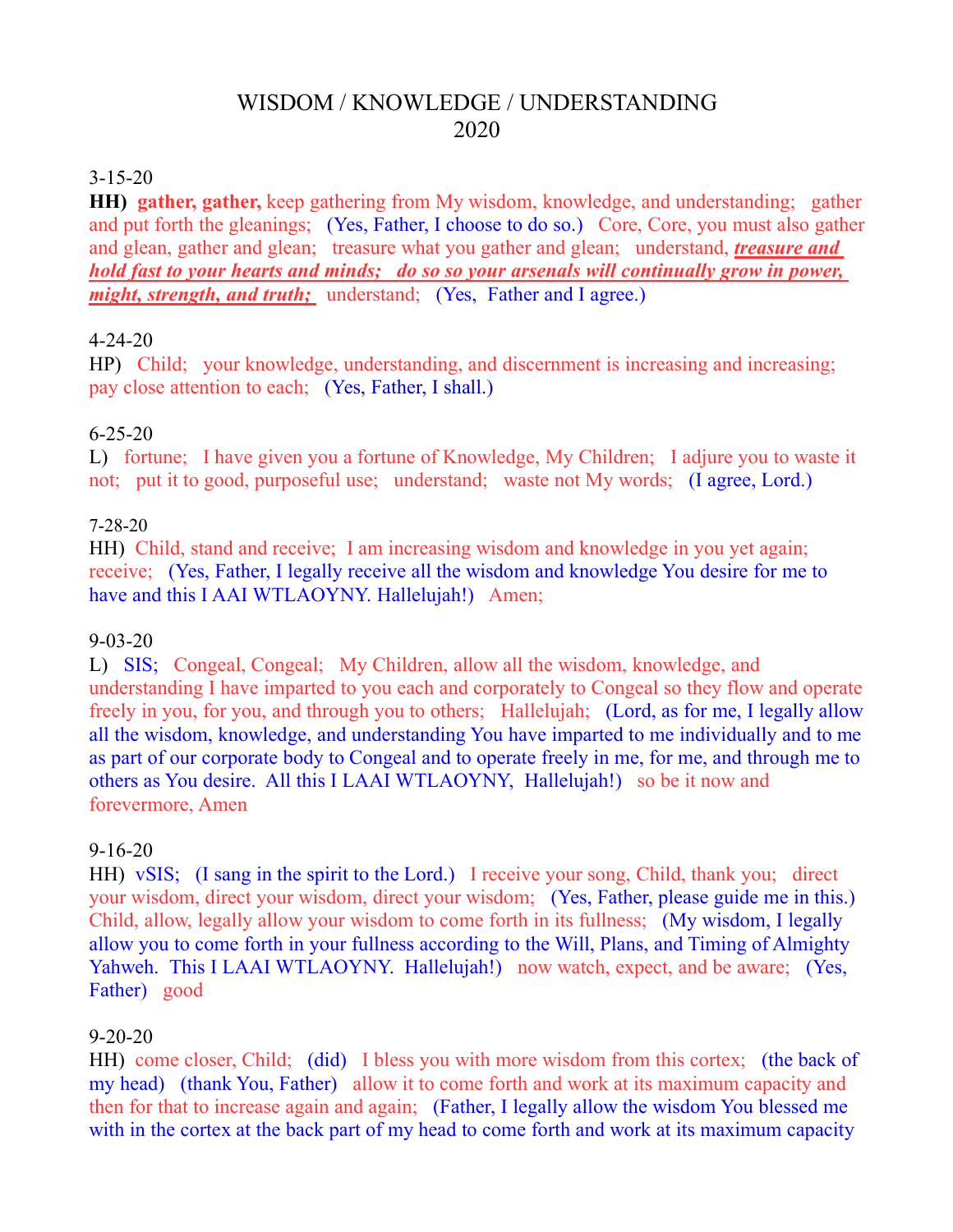# WISDOM / KNOWLEDGE / UNDERSTANDING
## 2020

3-15-20

**HH)** **gather, gather,** keep gathering from My wisdom, knowledge, and understanding; gather and put forth the gleanings; (Yes, Father, I choose to do so.) Core, Core, you must also gather and glean, gather and glean; treasure what you gather and glean; understand, ***treasure and hold fast to your hearts and minds; do so so your arsenals will continually grow in power, might, strength, and truth;*** understand; (Yes, Father and I agree.)

4-24-20

HP) Child; your knowledge, understanding, and discernment is increasing and increasing; pay close attention to each; (Yes, Father, I shall.)

6-25-20

L) fortune; I have given you a fortune of Knowledge, My Children; I adjure you to waste it not; put it to good, purposeful use; understand; waste not My words; (I agree, Lord.)

7-28-20

HH) Child, stand and receive; I am increasing wisdom and knowledge in you yet again; receive; (Yes, Father, I legally receive all the wisdom and knowledge You desire for me to have and this I AAI WTLAOYNY. Hallelujah!) Amen;

9-03-20

L) SIS; Congeal, Congeal; My Children, allow all the wisdom, knowledge, and understanding I have imparted to you each and corporately to Congeal so they flow and operate freely in you, for you, and through you to others; Hallelujah; (Lord, as for me, I legally allow all the wisdom, knowledge, and understanding You have imparted to me individually and to me as part of our corporate body to Congeal and to operate freely in me, for me, and through me to others as You desire. All this I LAAI WTLAOYNY, Hallelujah!) so be it now and forevermore, Amen

9-16-20

HH) vSIS; (I sang in the spirit to the Lord.) I receive your song, Child, thank you; direct your wisdom, direct your wisdom, direct your wisdom; (Yes, Father, please guide me in this.) Child, allow, legally allow your wisdom to come forth in its fullness; (My wisdom, I legally allow you to come forth in your fullness according to the Will, Plans, and Timing of Almighty Yahweh. This I LAAI WTLAOYNY. Hallelujah!) now watch, expect, and be aware; (Yes, Father) good

9-20-20

HH) come closer, Child; (did) I bless you with more wisdom from this cortex; (the back of my head) (thank You, Father) allow it to come forth and work at its maximum capacity and then for that to increase again and again; (Father, I legally allow the wisdom You blessed me with in the cortex at the back part of my head to come forth and work at its maximum capacity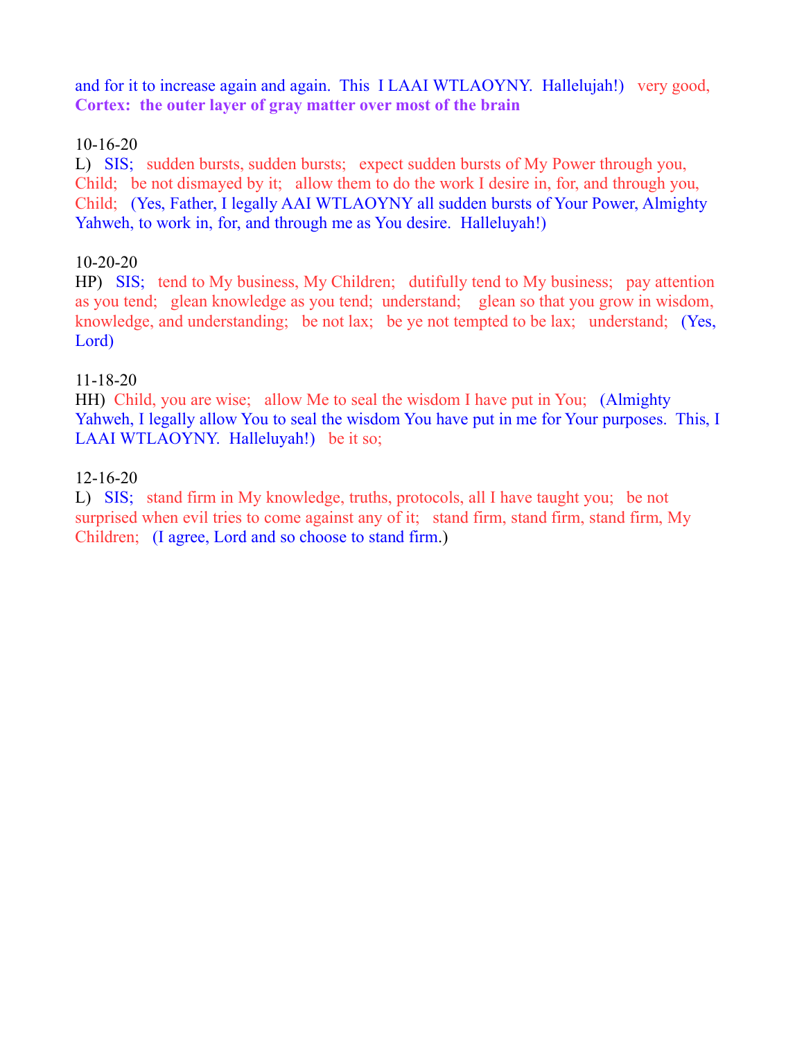and for it to increase again and again. This I LAAI WTLAOYNY. Hallelujah!) very good,
**Cortex: the outer layer of gray matter over most of the brain**

10-16-20
L) SIS; sudden bursts, sudden bursts; expect sudden bursts of My Power through you, Child; be not dismayed by it; allow them to do the work I desire in, for, and through you, Child; (Yes, Father, I legally AAI WTLAOYNY all sudden bursts of Your Power, Almighty Yahweh, to work in, for, and through me as You desire. Halleluyah!)

10-20-20
HP) SIS; tend to My business, My Children; dutifully tend to My business; pay attention as you tend; glean knowledge as you tend; understand; glean so that you grow in wisdom, knowledge, and understanding; be not lax; be ye not tempted to be lax; understand; (Yes, Lord)

11-18-20
HH) Child, you are wise; allow Me to seal the wisdom I have put in You; (Almighty Yahweh, I legally allow You to seal the wisdom You have put in me for Your purposes. This, I LAAI WTLAOYNY. Halleluyah!) be it so;

12-16-20
L) SIS; stand firm in My knowledge, truths, protocols, all I have taught you; be not surprised when evil tries to come against any of it; stand firm, stand firm, stand firm, My Children; (I agree, Lord and so choose to stand firm.)